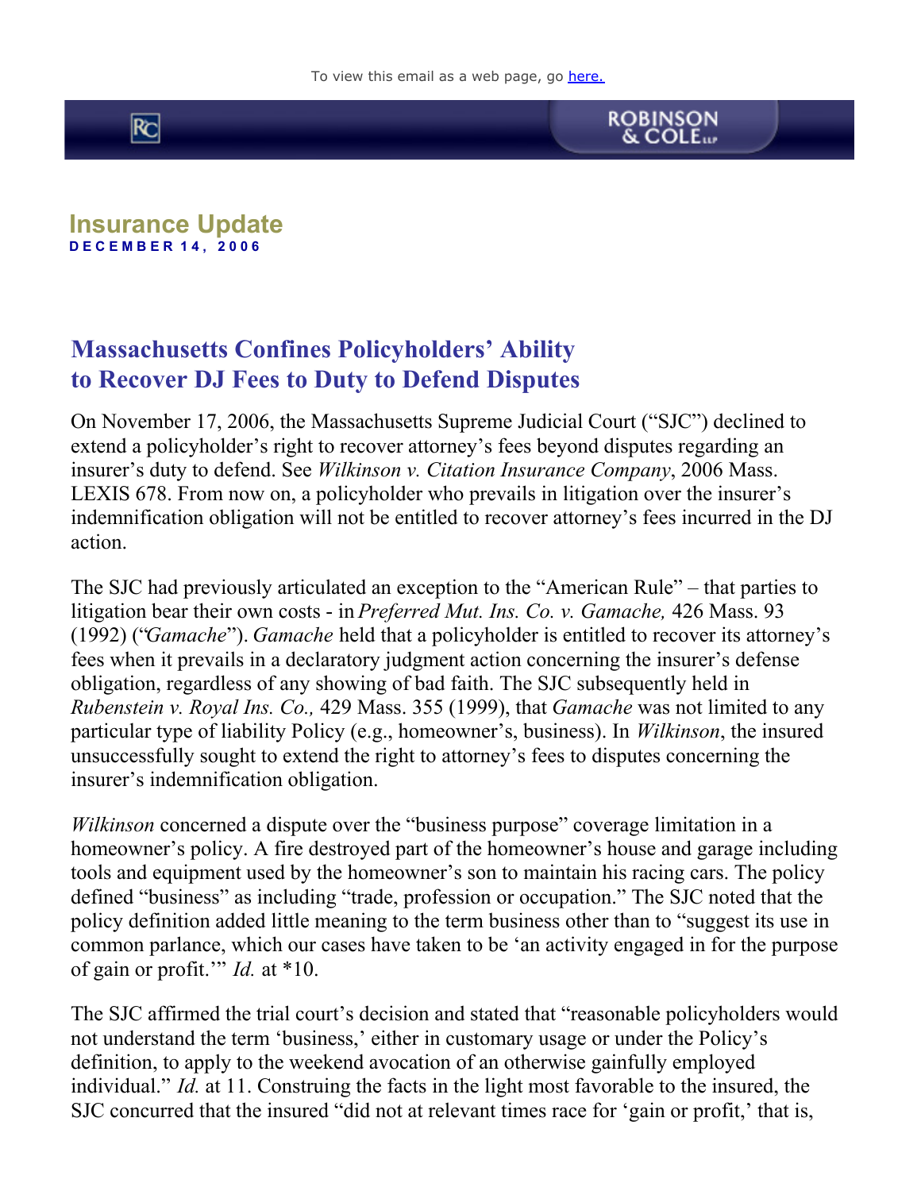To view this email as a web page, go here.

ROBINSON & COLE LLP

## Insurance Update

**DECEMBER 14, 2006**

# Massachusetts Confines Policyholders' Ability to Recover DJ Fees to Duty to Defend Disputes

On November 17, 2006, the Massachusetts Supreme Judicial Court ("SJC") declined to extend a policyholder's right to recover attorney's fees beyond disputes regarding an insurer's duty to defend. See *Wilkinson v. Citation Insurance Company*, 2006 Mass. LEXIS 678. From now on, a policyholder who prevails in litigation over the insurer's indemnification obligation will not be entitled to recover attorney's fees incurred in the DJ action.

The SJC had previously articulated an exception to the "American Rule" – that parties to litigation bear their own costs - in *Preferred Mut. Ins. Co. v. Gamache,* 426 Mass. 93 (1992) ("*Gamache*"). *Gamache* held that a policyholder is entitled to recover its attorney's fees when it prevails in a declaratory judgment action concerning the insurer's defense obligation, regardless of any showing of bad faith. The SJC subsequently held in *Rubenstein v. Royal Ins. Co.,* 429 Mass. 355 (1999), that *Gamache* was not limited to any particular type of liability Policy (e.g., homeowner's, business). In *Wilkinson*, the insured unsuccessfully sought to extend the right to attorney's fees to disputes concerning the insurer's indemnification obligation.

*Wilkinson* concerned a dispute over the "business purpose" coverage limitation in a homeowner's policy. A fire destroyed part of the homeowner's house and garage including tools and equipment used by the homeowner's son to maintain his racing cars. The policy defined "business" as including "trade, profession or occupation." The SJC noted that the policy definition added little meaning to the term business other than to "suggest its use in common parlance, which our cases have taken to be 'an activity engaged in for the purpose of gain or profit.'" *Id.* at *10.

The SJC affirmed the trial court's decision and stated that "reasonable policyholders would not understand the term 'business,' either in customary usage or under the Policy's definition, to apply to the weekend avocation of an otherwise gainfully employed individual." *Id.* at 11. Construing the facts in the light most favorable to the insured, the SJC concurred that the insured "did not at relevant times race for 'gain or profit,' that is,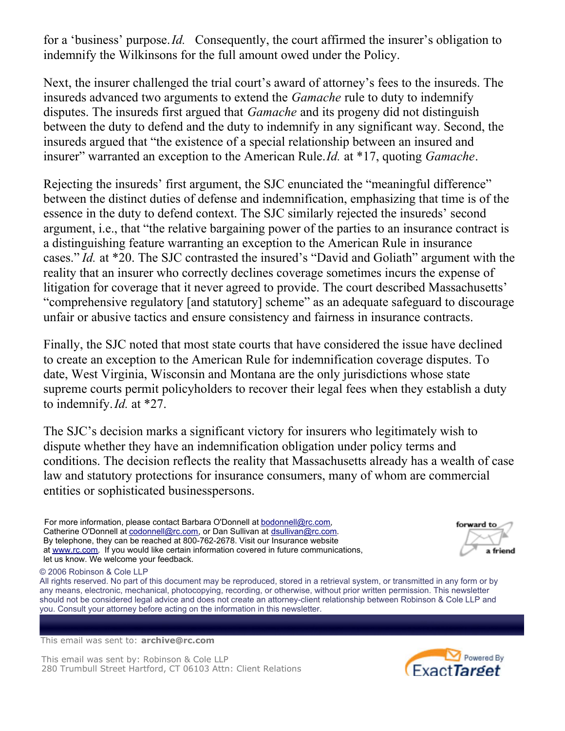for a 'business' purpose. *Id.* Consequently, the court affirmed the insurer's obligation to indemnify the Wilkinsons for the full amount owed under the Policy.

Next, the insurer challenged the trial court's award of attorney's fees to the insureds. The insureds advanced two arguments to extend the *Gamache* rule to duty to indemnify disputes. The insureds first argued that *Gamache* and its progeny did not distinguish between the duty to defend and the duty to indemnify in any significant way. Second, the insureds argued that "the existence of a special relationship between an insured and insurer" warranted an exception to the American Rule. *Id.* at *17, quoting *Gamache*.

Rejecting the insureds' first argument, the SJC enunciated the "meaningful difference" between the distinct duties of defense and indemnification, emphasizing that time is of the essence in the duty to defend context. The SJC similarly rejected the insureds' second argument, i.e., that "the relative bargaining power of the parties to an insurance contract is a distinguishing feature warranting an exception to the American Rule in insurance cases." *Id.* at *20. The SJC contrasted the insured's "David and Goliath" argument with the reality that an insurer who correctly declines coverage sometimes incurs the expense of litigation for coverage that it never agreed to provide. The court described Massachusetts' "comprehensive regulatory [and statutory] scheme" as an adequate safeguard to discourage unfair or abusive tactics and ensure consistency and fairness in insurance contracts.

Finally, the SJC noted that most state courts that have considered the issue have declined to create an exception to the American Rule for indemnification coverage disputes. To date, West Virginia, Wisconsin and Montana are the only jurisdictions whose state supreme courts permit policyholders to recover their legal fees when they establish a duty to indemnify. *Id.* at *27.

The SJC's decision marks a significant victory for insurers who legitimately wish to dispute whether they have an indemnification obligation under policy terms and conditions. The decision reflects the reality that Massachusetts already has a wealth of case law and statutory protections for insurance consumers, many of whom are commercial entities or sophisticated businesspersons.

For more information, please contact Barbara O'Donnell at bodonnell@rc.com, Catherine O'Donnell at codonnell@rc.com, or Dan Sullivan at dsullivan@rc.com. By telephone, they can be reached at 800-762-2678. Visit our Insurance website at www.rc.com. If you would like certain information covered in future communications, let us know. We welcome your feedback.

forward to a friend

© 2006 Robinson & Cole LLP
All rights reserved. No part of this document may be reproduced, stored in a retrieval system, or transmitted in any form or by any means, electronic, mechanical, photocopying, recording, or otherwise, without prior written permission. This newsletter should not be considered legal advice and does not create an attorney-client relationship between Robinson & Cole LLP and you. Consult your attorney before acting on the information in this newsletter.

This email was sent to: **archive@rc.com**

This email was sent by: Robinson & Cole LLP
280 Trumbull Street Hartford, CT 06103 Attn: Client Relations

Powered By ExactTarget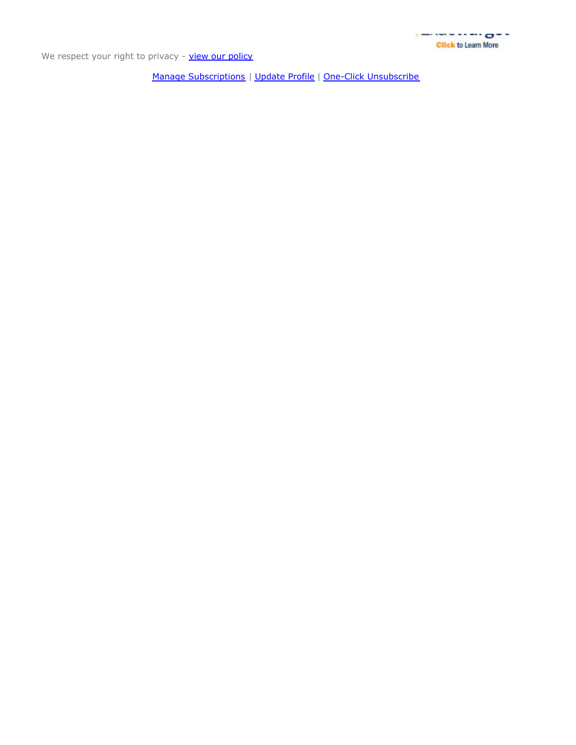Click to Learn More

We respect your right to privacy - view our policy

Manage Subscriptions | Update Profile | One-Click Unsubscribe